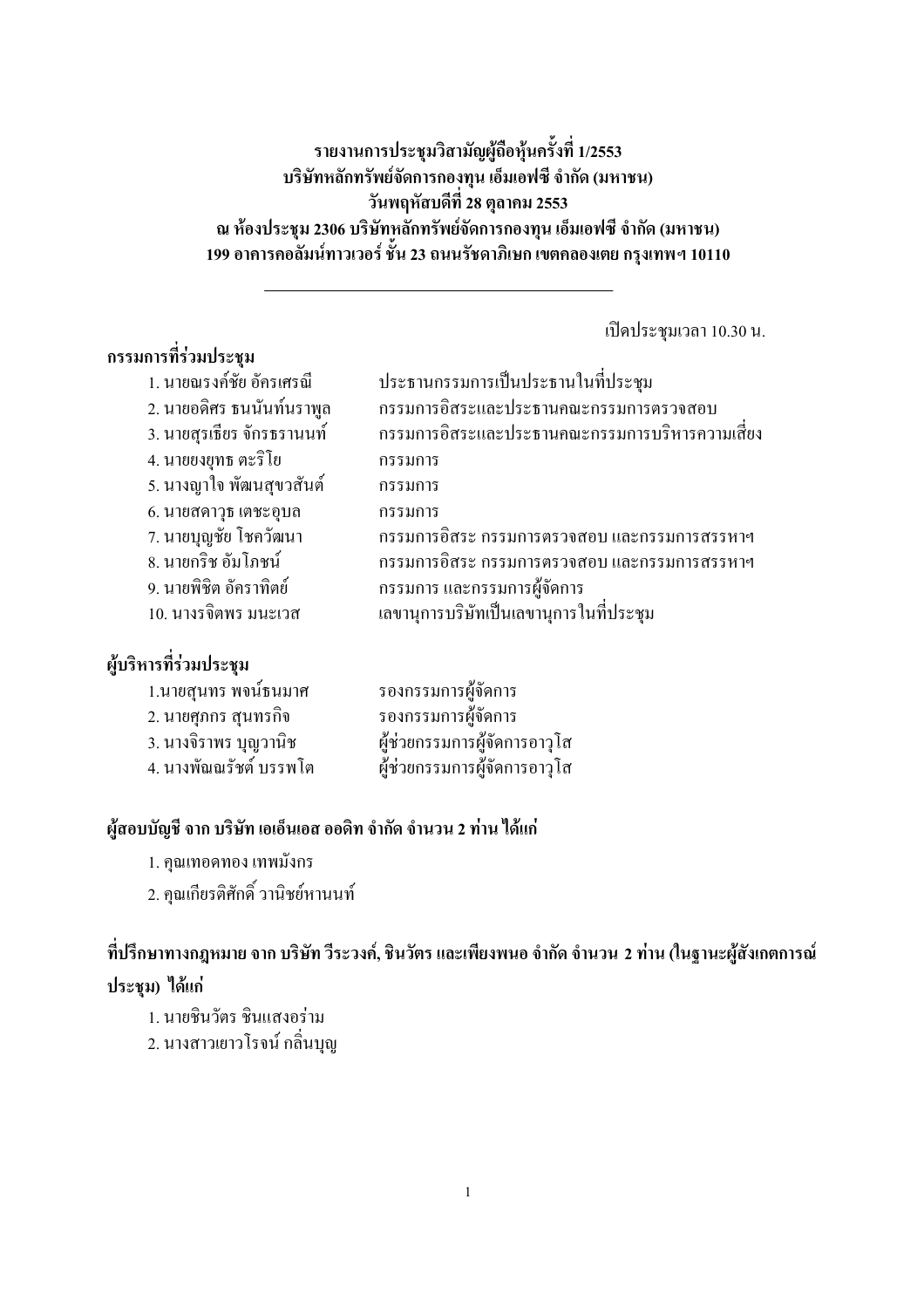# รายงานการประชุมวิสามัญผู้ถือหุ้นครั้งที่ 1/2553
## บริษัทหลักทรัพย์จัดการกองทุน เอ็มเอฟซี จำกัด (มหาชน)
## วันพฤหัสบดีที่ 28 ตุลาคม 2553
## ณ ห้องประชุม 2306 บริษัทหลักทรัพย์จัดการกองทุน เอ็มเอฟซี จำกัด (มหาชน)
## 199 อาคารคอลัมน์ทาวเวอร์ ชั้น 23 ถนนรัชดาภิเษก เขตคลองเตย กรุงเทพฯ 10110

---

เปิดประชุมเวลา 10.30 น.

**กรรมการที่ร่วมประชุม**

1. นายณรงค์ชัย อัครเศรณี ประธานกรรมการเป็นประธานในที่ประชุม
2. นายอดิศร ธนนันท์นราพูล กรรมการอิสระและประธานคณะกรรมการตรวจสอบ
3. นายสุรเธียร จักรธรานนท์ กรรมการอิสระและประธานคณะกรรมการบริหารความเสี่ยง
4. นายยงยุทธ ตะริโย กรรมการ
5. นางญาใจ พัฒนสุขวสันต์ กรรมการ
6. นายสดาวุธ เตชะอุบล กรรมการ
7. นายบุญชัย โชควัฒนา กรรมการอิสระ กรรมการตรวจสอบ และกรรมการสรรหาฯ
8. นายกริช อัมโภชน์ กรรมการอิสระ กรรมการตรวจสอบ และกรรมการสรรหาฯ
9. นายพิชิต อัคราทิตย์ กรรมการ และกรรมการผู้จัดการ
10. นางรจิตพร มนะเวส เลขานุการบริษัทเป็นเลขานุการในที่ประชุม

**ผู้บริหารที่ร่วมประชุม**

1. นายสุนทร พจน์ธนมาศ รองกรรมการผู้จัดการ
2. นายศุภกร สุนทรกิจ รองกรรมการผู้จัดการ
3. นางจิราพร บุญวานิช ผู้ช่วยกรรมการผู้จัดการอาวุโส
4. นางพัฌณรัชต์ บรรพโต ผู้ช่วยกรรมการผู้จัดการอาวุโส

**ผู้สอบบัญชี จาก บริษัท เอเอ็นเอส ออดิท จำกัด จำนวน 2 ท่าน ได้แก่**

1. คุณเทอดทอง เทพมังกร
2. คุณเกียรติศักดิ์ วานิชย์หานนท์

**ที่ปรึกษาทางกฎหมาย จาก บริษัท วีระวงค์, ชินวัตร และเพียงพนอ จำกัด จำนวน 2 ท่าน (ในฐานะผู้สังเกตการณ์ประชุม) ได้แก่**

1. นายชินวัตร ชินแสงอร่าม
2. นางสาวเยาวโรจน์ กลิ่นบุญ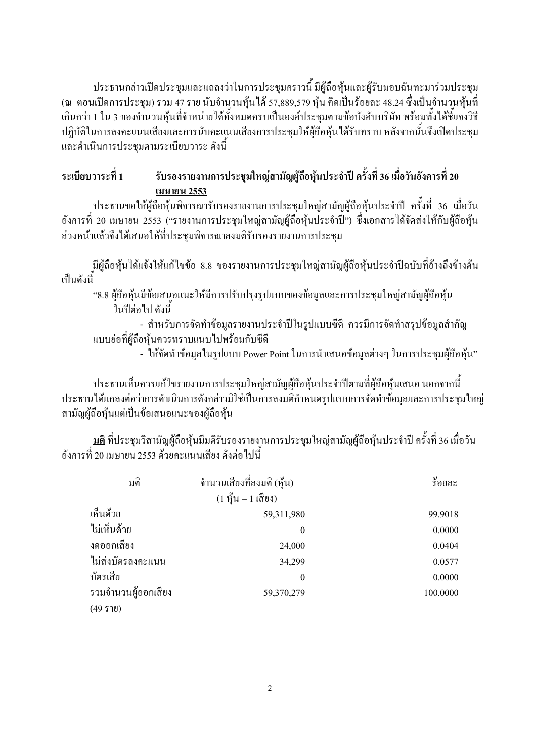ประธานกล่าวเปิดประชุมและแถลงว่าในการประชุมคราวนี้ มีผู้ถือหุ้นและผู้รับมอบฉันทะมาร่วมประชุม (ณ ตอนเปิดการประชุม) รวม 47 ราย นับจำนวนหุ้นได้ 57,889,579 หุ้น คิดเป็นร้อยละ 48.24 ซึ่งเป็นจำนวนหุ้นที่เกินกว่า 1 ใน 3 ของจำนวนหุ้นที่จำหน่ายได้ทั้งหมดครบเป็นองค์ประชุมตามข้อบังคับบริษัท พร้อมทั้งได้ชี้แจงวิธีปฏิบัติในการลงคะแนนเสียงและการนับคะแนนเสียงการประชุมให้ผู้ถือหุ้นได้รับทราบ หลังจากนั้นจึงเปิดประชุมและดำเนินการประชุมตามระเบียบวาระ ดังนี้

**ระเบียบวาระที่ 1** **<u>รับรองรายงานการประชุมใหญ่สามัญผู้ถือหุ้นประจำปี ครั้งที่ 36 เมื่อวันอังคารที่ 20 เมษายน 2553</u>**

ประธานขอให้ผู้ถือหุ้นพิจารณารับรองรายงานการประชุมใหญ่สามัญผู้ถือหุ้นประจำปี ครั้งที่ 36 เมื่อวันอังคารที่ 20 เมษายน 2553 ("รายงานการประชุมใหญ่สามัญผู้ถือหุ้นประจำปี") ซึ่งเอกสารได้จัดส่งให้กับผู้ถือหุ้นล่วงหน้าแล้วจึงได้เสนอให้ที่ประชุมพิจารณาลงมติรับรองรายงานการประชุม

มีผู้ถือหุ้นได้แจ้งให้แก้ไขข้อ 8.8 ของรายงานการประชุมใหญ่สามัญผู้ถือหุ้นประจำปีฉบับที่อ้างถึงข้างต้นเป็นดังนี้

"8.8 ผู้ถือหุ้นมีข้อเสนอแนะให้มีการปรับปรุงรูปแบบของข้อมูลและการประชุมใหญ่สามัญผู้ถือหุ้นในปีต่อไป ดังนี้

- สำหรับการจัดทำข้อมูลรายงานประจำปีในรูปแบบซีดี ควรมีการจัดทำสรุปข้อมูลสำคัญแบบย่อที่ผู้ถือหุ้นควรทราบแนบไปพร้อมกับซีดี
- ให้จัดทำข้อมูลในรูปแบบ Power Point ในการนำเสนอข้อมูลต่างๆ ในการประชุมผู้ถือหุ้น"

ประธานเห็นควรแก้ไขรายงานการประชุมใหญ่สามัญผู้ถือหุ้นประจำปีตามที่ผู้ถือหุ้นเสนอ นอกจากนี้ประธานได้แถลงต่อว่าการดำเนินการดังกล่าวมิใช่เป็นการลงมติกำหนดรูปแบบการจัดทำข้อมูลและการประชุมใหญ่สามัญผู้ถือหุ้นแต่เป็นข้อเสนอแนะของผู้ถือหุ้น

**<u>มติ</u>** ที่ประชุมวิสามัญผู้ถือหุ้นมีมติรับรองรายงานการประชุมใหญ่สามัญผู้ถือหุ้นประจำปี ครั้งที่ 36 เมื่อวันอังคารที่ 20 เมษายน 2553 ด้วยคะแนนเสียง ดังต่อไปนี้

| มติ | จำนวนเสียงที่ลงมติ (หุ้น) (1 หุ้น = 1 เสียง) | ร้อยละ |
|---|---|---|
| เห็นด้วย | 59,311,980 | 99.9018 |
| ไม่เห็นด้วย | 0 | 0.0000 |
| งดออกเสียง | 24,000 | 0.0404 |
| ไม่ส่งบัตรลงคะแนน | 34,299 | 0.0577 |
| บัตรเสีย | 0 | 0.0000 |
| รวมจำนวนผู้ออกเสียง (49 ราย) | 59,370,279 | 100.0000 |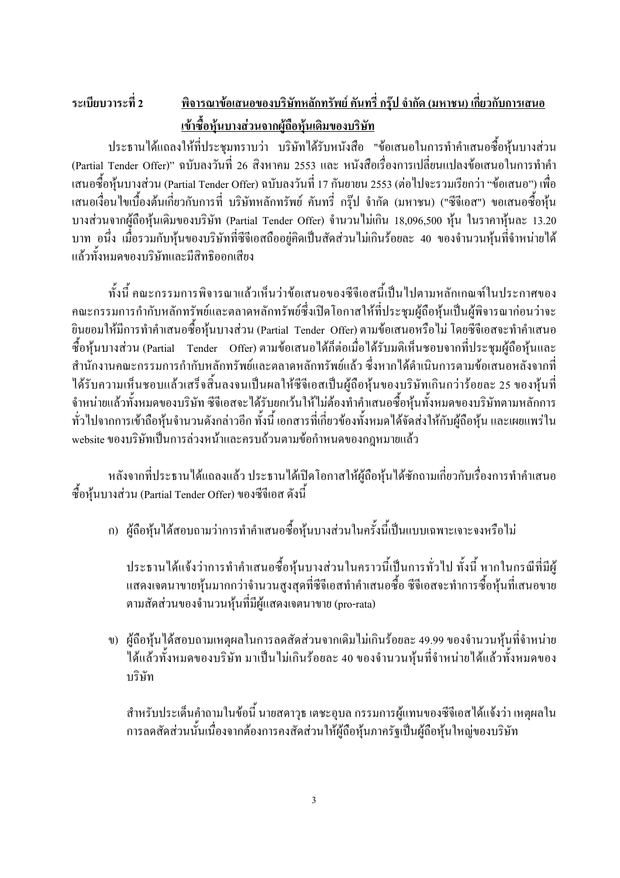**ระเบียบวาระที่ 2 <u>พิจารณาข้อเสนอของบริษัทหลักทรัพย์ คันทรี่ กรุ๊ป จำกัด (มหาชน) เกี่ยวกับการเสนอเข้าซื้อหุ้นบางส่วนจากผู้ถือหุ้นเดิมของบริษัท</u>**

ประธานได้แถลงให้ที่ประชุมทราบว่า บริษัทได้รับหนังสือ "ข้อเสนอในการทำคำเสนอซื้อหุ้นบางส่วน (Partial Tender Offer)" ฉบับลงวันที่ 26 สิงหาคม 2553 และ หนังสือเรื่องการเปลี่ยนแปลงข้อเสนอในการทำคำเสนอซื้อหุ้นบางส่วน (Partial Tender Offer) ฉบับลงวันที่ 17 กันยายน 2553 (ต่อไปจะรวมเรียกว่า "ข้อเสนอ") เพื่อเสนอเงื่อนไขเบื้องต้นเกี่ยวกับการที่ บริษัทหลักทรัพย์ คันทรี่ กรุ๊ป จำกัด (มหาชน) ("ซีจีเอส") ขอเสนอซื้อหุ้นบางส่วนจากผู้ถือหุ้นเดิมของบริษัท (Partial Tender Offer) จำนวนไม่เกิน 18,096,500 หุ้น ในราคาหุ้นละ 13.20 บาท อนึ่ง เมื่อรวมกับหุ้นของบริษัทที่ซีจีเอสถืออยู่คิดเป็นสัดส่วนไม่เกินร้อยละ 40 ของจำนวนหุ้นที่จำหน่ายได้แล้วทั้งหมดของบริษัทและมีสิทธิออกเสียง

ทั้งนี้ คณะกรรมการพิจารณาแล้วเห็นว่าข้อเสนอของซีจีเอสนี้เป็นไปตามหลักเกณฑ์ในประกาศของคณะกรรมการกำกับหลักทรัพย์และตลาดหลักทรัพย์ซึ่งเปิดโอกาสให้ที่ประชุมผู้ถือหุ้นเป็นผู้พิจารณาก่อนว่าจะยินยอมให้มีการทำคำเสนอซื้อหุ้นบางส่วน (Partial Tender Offer) ตามข้อเสนอหรือไม่ โดยซีจีเอสจะทำคำเสนอซื้อหุ้นบางส่วน (Partial Tender Offer) ตามข้อเสนอได้ก็ต่อเมื่อได้รับมติเห็นชอบจากที่ประชุมผู้ถือหุ้นและสำนักงานคณะกรรมการกำกับหลักทรัพย์และตลาดหลักทรัพย์แล้ว ซึ่งหากได้ดำเนินการตามข้อเสนอหลังจากที่ได้รับความเห็นชอบแล้วเสร็จสิ้นลงจนเป็นผลให้ซีจีเอสเป็นผู้ถือหุ้นของบริษัทเกินกว่าร้อยละ 25 ของหุ้นที่จำหน่ายแล้วทั้งหมดของบริษัท ซีจีเอสจะได้รับยกเว้นให้ไม่ต้องทำคำเสนอซื้อหุ้นทั้งหมดของบริษัทตามหลักการทั่วไปจากการเข้าถือหุ้นจำนวนดังกล่าวอีก ทั้งนี้ เอกสารที่เกี่ยวข้องทั้งหมดได้จัดส่งให้กับผู้ถือหุ้น และเผยแพร่ใน website ของบริษัทเป็นการล่วงหน้าและครบถ้วนตามข้อกำหนดของกฎหมายแล้ว

หลังจากที่ประธานได้แถลงแล้ว ประธานได้เปิดโอกาสให้ผู้ถือหุ้นได้ซักถามเกี่ยวกับเรื่องการทำคำเสนอซื้อหุ้นบางส่วน (Partial Tender Offer) ของซีจีเอส ดังนี้

ก) ผู้ถือหุ้นได้สอบถามว่าการทำคำเสนอซื้อหุ้นบางส่วนในครั้งนี้เป็นแบบเฉพาะเจาะจงหรือไม่

ประธานได้แจ้งว่าการทำคำเสนอซื้อหุ้นบางส่วนในคราวนี้เป็นการทั่วไป ทั้งนี้ หากในกรณีที่มีผู้แสดงเจตนาขายหุ้นมากกว่าจำนวนสูงสุดที่ซีจีเอสทำคำเสนอซื้อ ซีจีเอสจะทำการซื้อหุ้นที่เสนอขายตามสัดส่วนของจำนวนหุ้นที่มีผู้แสดงเจตนาขาย (pro-rata)

ข) ผู้ถือหุ้นได้สอบถามเหตุผลในการลดสัดส่วนจากเดิมไม่เกินร้อยละ 49.99 ของจำนวนหุ้นที่จำหน่ายได้แล้วทั้งหมดของบริษัท มาเป็นไม่เกินร้อยละ 40 ของจำนวนหุ้นที่จำหน่ายได้แล้วทั้งหมดของบริษัท

สำหรับประเด็นคำถามในข้อนี้ นายสดาวุธ เตชะอุบล กรรมการผู้แทนของซีจีเอสได้แจ้งว่า เหตุผลในการลดสัดส่วนนั้นเนื่องจากต้องการคงสัดส่วนให้ผู้ถือหุ้นภาครัฐเป็นผู้ถือหุ้นใหญ่ของบริษัท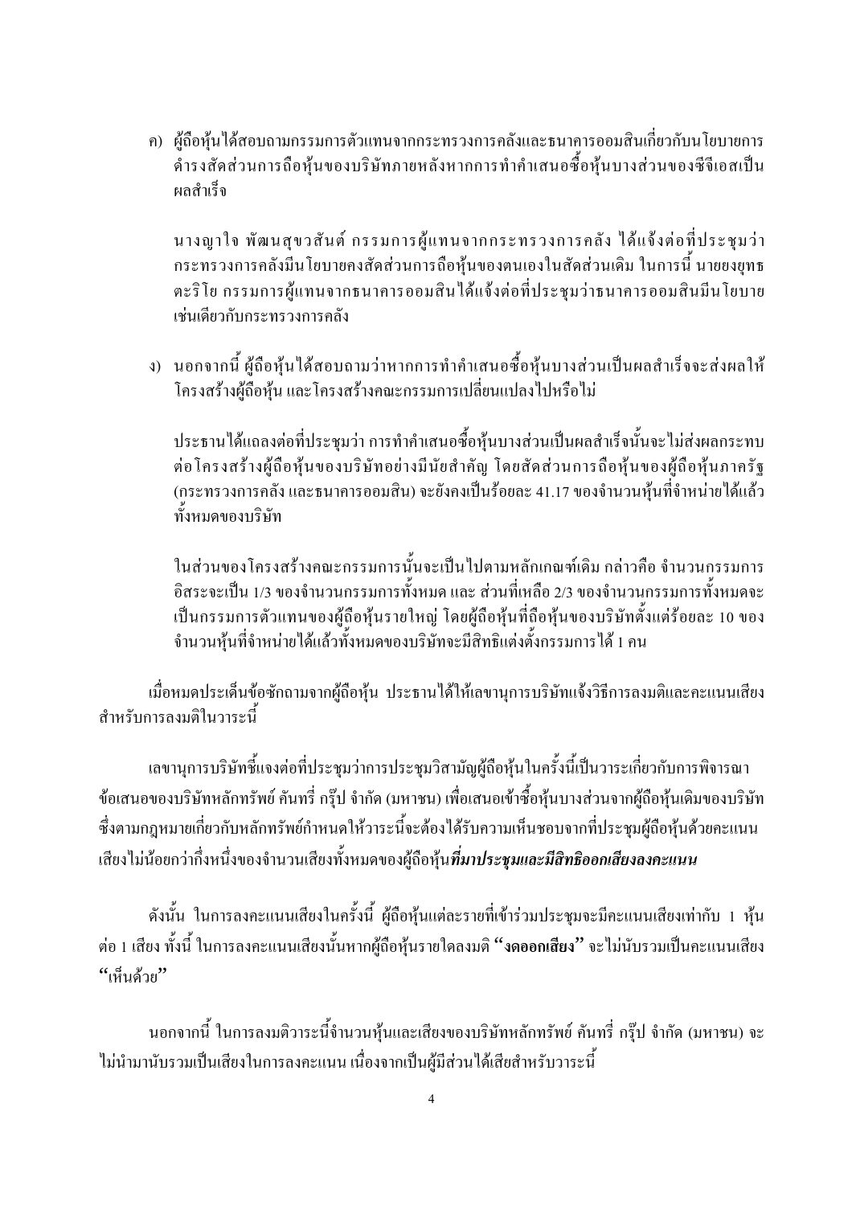ค) ผู้ถือหุ้นได้สอบถามกรรมการตัวแทนจากกระทรวงการคลังและธนาคารออมสินเกี่ยวกับนโยบายการดำรงสัดส่วนการถือหุ้นของบริษัทภายหลังหากการทำคำเสนอซื้อหุ้นบางส่วนของซีจีเอสเป็นผลสำเร็จ

นางญาใจ พัฒนสุขวสันต์ กรรมการผู้แทนจากกระทรวงการคลัง ได้แจ้งต่อที่ประชุมว่า กระทรวงการคลังมีนโยบายคงสัดส่วนการถือหุ้นของตนเองในสัดส่วนเดิม ในการนี้ นายยงยุทธ ตะริโย กรรมการผู้แทนจากธนาคารออมสินได้แจ้งต่อที่ประชุมว่าธนาคารออมสินมีนโยบายเช่นเดียวกับกระทรวงการคลัง

ง) นอกจากนี้ ผู้ถือหุ้นได้สอบถามว่าหากการทำคำเสนอซื้อหุ้นบางส่วนเป็นผลสำเร็จจะส่งผลให้โครงสร้างผู้ถือหุ้น และโครงสร้างคณะกรรมการเปลี่ยนแปลงไปหรือไม่

ประธานได้แถลงต่อที่ประชุมว่า การทำคำเสนอซื้อหุ้นบางส่วนเป็นผลสำเร็จนั้นจะไม่ส่งผลกระทบต่อโครงสร้างผู้ถือหุ้นของบริษัทอย่างมีนัยสำคัญ โดยสัดส่วนการถือหุ้นของผู้ถือหุ้นภาครัฐ (กระทรวงการคลัง และธนาคารออมสิน) จะยังคงเป็นร้อยละ 41.17 ของจำนวนหุ้นที่จำหน่ายได้แล้วทั้งหมดของบริษัท

ในส่วนของโครงสร้างคณะกรรมการนั้นจะเป็นไปตามหลักเกณฑ์เดิม กล่าวคือ จำนวนกรรมการอิสระจะเป็น 1/3 ของจำนวนกรรมการทั้งหมด และ ส่วนที่เหลือ 2/3 ของจำนวนกรรมการทั้งหมดจะเป็นกรรมการตัวแทนของผู้ถือหุ้นรายใหญ่ โดยผู้ถือหุ้นที่ถือหุ้นของบริษัทตั้งแต่ร้อยละ 10 ของจำนวนหุ้นที่จำหน่ายได้แล้วทั้งหมดของบริษัทจะมีสิทธิแต่งตั้งกรรมการได้ 1 คน

เมื่อหมดประเด็นข้อซักถามจากผู้ถือหุ้น ประธานได้ให้เลขานุการบริษัทแจ้งวิธีการลงมติและคะแนนเสียงสำหรับการลงมติในวาระนี้

เลขานุการบริษัทชี้แจงต่อที่ประชุมว่าการประชุมวิสามัญผู้ถือหุ้นในครั้งนี้เป็นวาระเกี่ยวกับการพิจารณาข้อเสนอของบริษัทหลักทรัพย์ คันทรี่ กรุ๊ป จำกัด (มหาชน) เพื่อเสนอเข้าซื้อหุ้นบางส่วนจากผู้ถือหุ้นเดิมของบริษัท ซึ่งตามกฎหมายเกี่ยวกับหลักทรัพย์กำหนดให้วาระนี้จะต้องได้รับความเห็นชอบจากที่ประชุมผู้ถือหุ้นด้วยคะแนนเสียงไม่น้อยกว่ากึ่งหนึ่งของจำนวนเสียงทั้งหมดของผู้ถือหุ้น***ที่มาประชุมและมีสิทธิออกเสียงลงคะแนน***

ดังนั้น ในการลงคะแนนเสียงในครั้งนี้ ผู้ถือหุ้นแต่ละรายที่เข้าร่วมประชุมจะมีคะแนนเสียงเท่ากับ 1 หุ้น ต่อ 1 เสียง ทั้งนี้ ในการลงคะแนนเสียงนั้นหากผู้ถือหุ้นรายใดลงมติ **"งดออกเสียง"** จะไม่นับรวมเป็นคะแนนเสียง "เห็นด้วย"

นอกจากนี้ ในการลงมติวาระนี้จำนวนหุ้นและเสียงของบริษัทหลักทรัพย์ คันทรี่ กรุ๊ป จำกัด (มหาชน) จะไม่นำมานับรวมเป็นเสียงในการลงคะแนน เนื่องจากเป็นผู้มีส่วนได้เสียสำหรับวาระนี้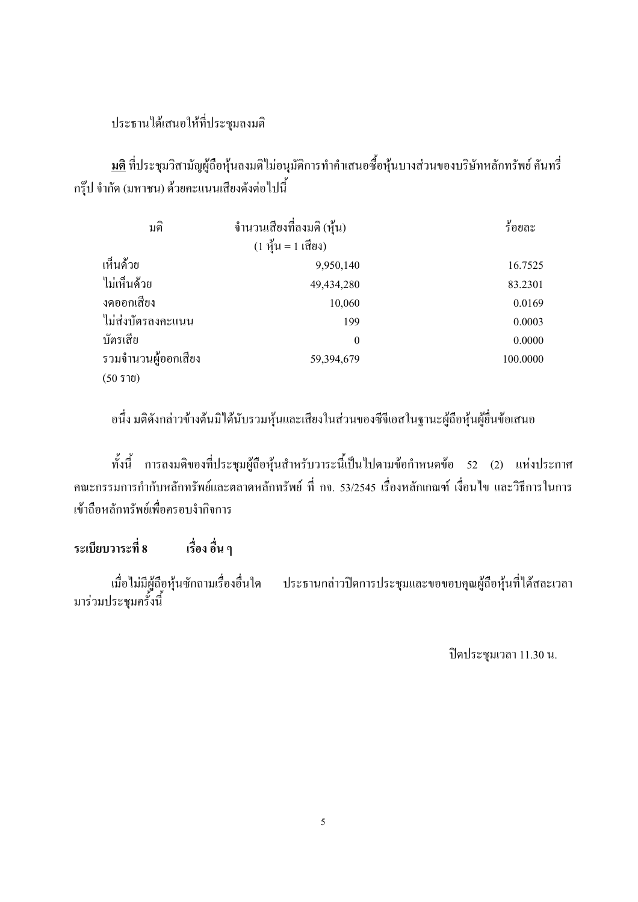ประธานได้เสนอให้ที่ประชุมลงมติ

**มติ** ที่ประชุมวิสามัญผู้ถือหุ้นลงมติไม่อนุมัติการทำคำเสนอซื้อหุ้นบางส่วนของบริษัทหลักทรัพย์ คันทรี่ กรุ๊ป จำกัด (มหาชน) ด้วยคะแนนเสียงดังต่อไปนี้

| มติ | จำนวนเสียงที่ลงมติ (หุ้น) (1 หุ้น = 1 เสียง) | ร้อยละ |
|---|---|---|
| เห็นด้วย | 9,950,140 | 16.7525 |
| ไม่เห็นด้วย | 49,434,280 | 83.2301 |
| งดออกเสียง | 10,060 | 0.0169 |
| ไม่ส่งบัตรลงคะแนน | 199 | 0.0003 |
| บัตรเสีย | 0 | 0.0000 |
| รวมจำนวนผู้ออกเสียง (50 ราย) | 59,394,679 | 100.0000 |

อนึ่ง มติดังกล่าวข้างต้นมิได้นับรวมหุ้นและเสียงในส่วนของซีจีเอสในฐานะผู้ถือหุ้นผู้ยื่นข้อเสนอ

ทั้งนี้ การลงมติของที่ประชุมผู้ถือหุ้นสำหรับวาระนี้เป็นไปตามข้อกำหนดข้อ 52 (2) แห่งประกาศคณะกรรมการกำกับหลักทรัพย์และตลาดหลักทรัพย์ ที่ กจ. 53/2545 เรื่องหลักเกณฑ์ เงื่อนไข และวิธีการในการเข้าถือหลักทรัพย์เพื่อครอบงำกิจการ

**ระเบียบวาระที่ 8 เรื่อง อื่น ๆ**

เมื่อไม่มีผู้ถือหุ้นซักถามเรื่องอื่นใด ประธานกล่าวปิดการประชุมและขอขอบคุณผู้ถือหุ้นที่ได้สละเวลามาร่วมประชุมครั้งนี้

ปิดประชุมเวลา 11.30 น.